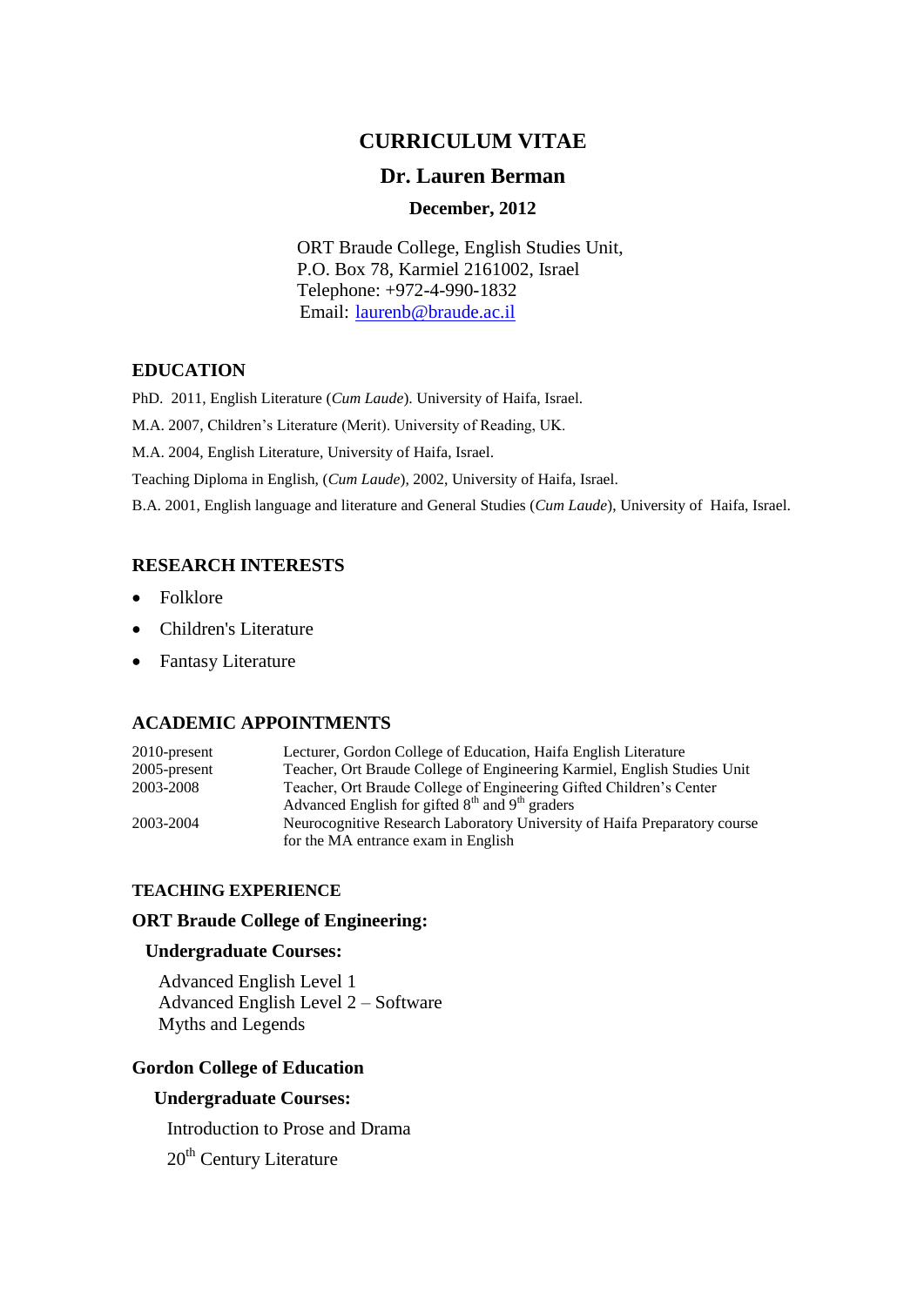# CURRICULUM VITAE

## Dr. Lauren Berman

### December, 2012

ORT Braude College, English Studies Unit,
P.O. Box 78, Karmiel 2161002, Israel
Telephone: +972-4-990-1832
Email: laurenb@braude.ac.il

## EDUCATION

PhD. 2011, English Literature (*Cum Laude*). University of Haifa, Israel.

M.A. 2007, Children's Literature (Merit). University of Reading, UK.

M.A. 2004, English Literature, University of Haifa, Israel.

Teaching Diploma in English, (*Cum Laude*), 2002, University of Haifa, Israel.

B.A. 2001, English language and literature and General Studies (*Cum Laude*), University of Haifa, Israel.

## RESEARCH INTERESTS

- Folklore
- Children's Literature
- Fantasy Literature

## ACADEMIC APPOINTMENTS

| | |
|---|---|
| 2010-present | Lecturer, Gordon College of Education, Haifa English Literature |
| 2005-present | Teacher, Ort Braude College of Engineering Karmiel, English Studies Unit |
| 2003-2008 | Teacher, Ort Braude College of Engineering Gifted Children's Center Advanced English for gifted 8th and 9th graders |
| 2003-2004 | Neurocognitive Research Laboratory University of Haifa Preparatory course for the MA entrance exam in English |

## TEACHING EXPERIENCE

### ORT Braude College of Engineering:

#### Undergraduate Courses:

Advanced English Level 1
Advanced English Level 2 – Software
Myths and Legends

### Gordon College of Education

#### Undergraduate Courses:

Introduction to Prose and Drama

20th Century Literature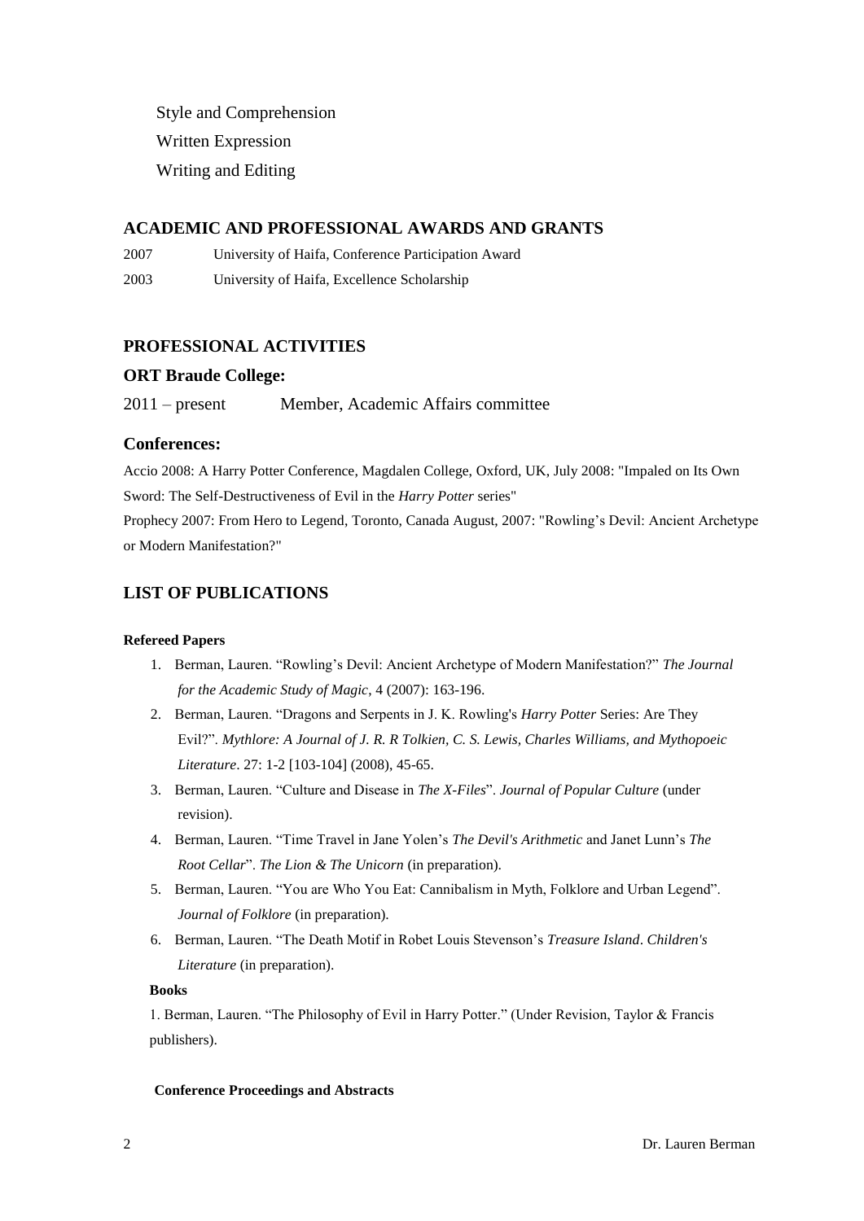Style and Comprehension

Written Expression

Writing and Editing

## ACADEMIC AND PROFESSIONAL AWARDS AND GRANTS

2007 University of Haifa, Conference Participation Award

2003 University of Haifa, Excellence Scholarship

## PROFESSIONAL ACTIVITIES

### ORT Braude College:

2011 – present Member, Academic Affairs committee

### Conferences:

Accio 2008: A Harry Potter Conference, Magdalen College, Oxford, UK, July 2008: "Impaled on Its Own Sword: The Self-Destructiveness of Evil in the *Harry Potter* series"

Prophecy 2007: From Hero to Legend, Toronto, Canada August, 2007: "Rowling's Devil: Ancient Archetype or Modern Manifestation?"

## LIST OF PUBLICATIONS

**Refereed Papers**

1. Berman, Lauren. "Rowling's Devil: Ancient Archetype of Modern Manifestation?" *The Journal for the Academic Study of Magic*, 4 (2007): 163-196.
2. Berman, Lauren. "Dragons and Serpents in J. K. Rowling's *Harry Potter* Series: Are They Evil?". *Mythlore: A Journal of J. R. R Tolkien, C. S. Lewis, Charles Williams, and Mythopoeic Literature*. 27: 1-2 [103-104] (2008), 45-65.
3. Berman, Lauren. "Culture and Disease in *The X-Files*". *Journal of Popular Culture* (under revision).
4. Berman, Lauren. "Time Travel in Jane Yolen's *The Devil's Arithmetic* and Janet Lunn's *The Root Cellar*". *The Lion & The Unicorn* (in preparation).
5. Berman, Lauren. "You are Who You Eat: Cannibalism in Myth, Folklore and Urban Legend". *Journal of Folklore* (in preparation).
6. Berman, Lauren. "The Death Motif in Robet Louis Stevenson's *Treasure Island*. *Children's Literature* (in preparation).

**Books**

1. Berman, Lauren. "The Philosophy of Evil in Harry Potter." (Under Revision, Taylor & Francis publishers).

**Conference Proceedings and Abstracts**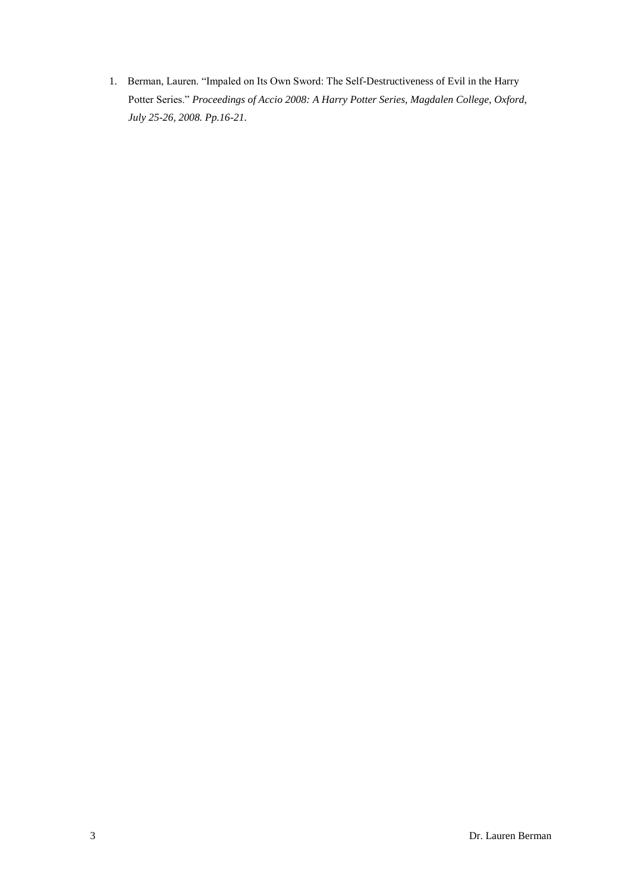1. Berman, Lauren. “Impaled on Its Own Sword: The Self-Destructiveness of Evil in the Harry Potter Series.” *Proceedings of Accio 2008: A Harry Potter Series, Magdalen College, Oxford, July 25-26, 2008. Pp.16-21.*